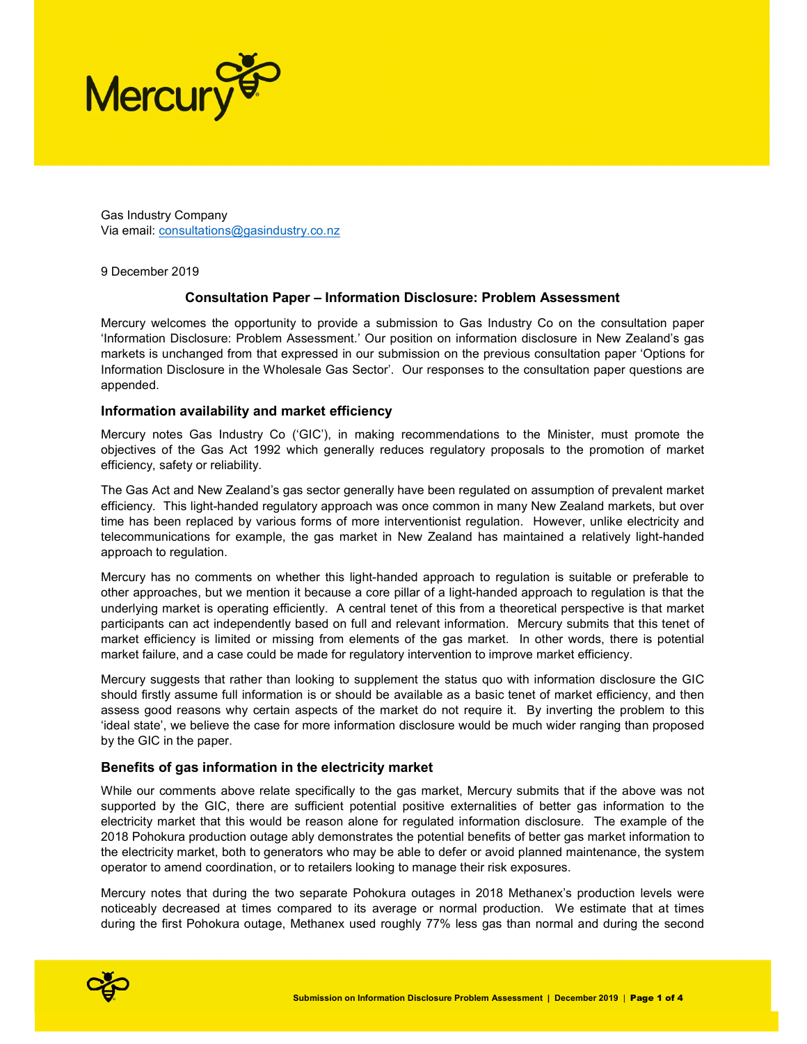Gas Industry Company
Via email: consultations@gasindustry.co.nz

9 December 2019

## Consultation Paper – Information Disclosure: Problem Assessment

Mercury welcomes the opportunity to provide a submission to Gas Industry Co on the consultation paper 'Information Disclosure: Problem Assessment.' Our position on information disclosure in New Zealand's gas markets is unchanged from that expressed in our submission on the previous consultation paper 'Options for Information Disclosure in the Wholesale Gas Sector'. Our responses to the consultation paper questions are appended.

### Information availability and market efficiency

Mercury notes Gas Industry Co ('GIC'), in making recommendations to the Minister, must promote the objectives of the Gas Act 1992 which generally reduces regulatory proposals to the promotion of market efficiency, safety or reliability.

The Gas Act and New Zealand's gas sector generally have been regulated on assumption of prevalent market efficiency. This light-handed regulatory approach was once common in many New Zealand markets, but over time has been replaced by various forms of more interventionist regulation. However, unlike electricity and telecommunications for example, the gas market in New Zealand has maintained a relatively light-handed approach to regulation.

Mercury has no comments on whether this light-handed approach to regulation is suitable or preferable to other approaches, but we mention it because a core pillar of a light-handed approach to regulation is that the underlying market is operating efficiently. A central tenet of this from a theoretical perspective is that market participants can act independently based on full and relevant information. Mercury submits that this tenet of market efficiency is limited or missing from elements of the gas market. In other words, there is potential market failure, and a case could be made for regulatory intervention to improve market efficiency.

Mercury suggests that rather than looking to supplement the status quo with information disclosure the GIC should firstly assume full information is or should be available as a basic tenet of market efficiency, and then assess good reasons why certain aspects of the market do not require it. By inverting the problem to this 'ideal state', we believe the case for more information disclosure would be much wider ranging than proposed by the GIC in the paper.

### Benefits of gas information in the electricity market

While our comments above relate specifically to the gas market, Mercury submits that if the above was not supported by the GIC, there are sufficient potential positive externalities of better gas information to the electricity market that this would be reason alone for regulated information disclosure. The example of the 2018 Pohokura production outage ably demonstrates the potential benefits of better gas market information to the electricity market, both to generators who may be able to defer or avoid planned maintenance, the system operator to amend coordination, or to retailers looking to manage their risk exposures.

Mercury notes that during the two separate Pohokura outages in 2018 Methanex's production levels were noticeably decreased at times compared to its average or normal production. We estimate that at times during the first Pohokura outage, Methanex used roughly 77% less gas than normal and during the second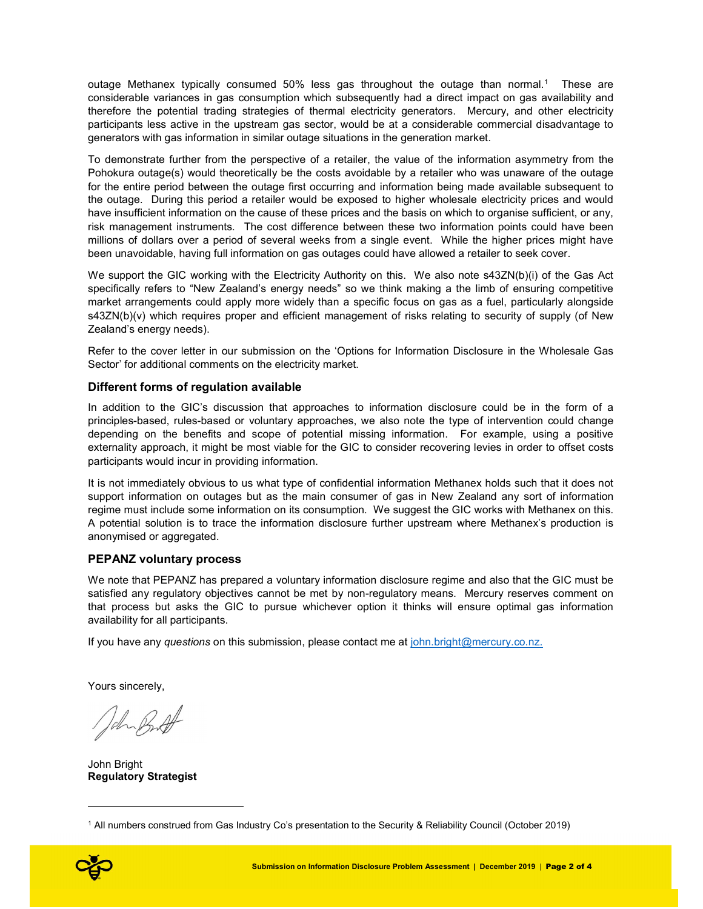outage Methanex typically consumed 50% less gas throughout the outage than normal.[1] These are considerable variances in gas consumption which subsequently had a direct impact on gas availability and therefore the potential trading strategies of thermal electricity generators. Mercury, and other electricity participants less active in the upstream gas sector, would be at a considerable commercial disadvantage to generators with gas information in similar outage situations in the generation market.

To demonstrate further from the perspective of a retailer, the value of the information asymmetry from the Pohokura outage(s) would theoretically be the costs avoidable by a retailer who was unaware of the outage for the entire period between the outage first occurring and information being made available subsequent to the outage. During this period a retailer would be exposed to higher wholesale electricity prices and would have insufficient information on the cause of these prices and the basis on which to organise sufficient, or any, risk management instruments. The cost difference between these two information points could have been millions of dollars over a period of several weeks from a single event. While the higher prices might have been unavoidable, having full information on gas outages could have allowed a retailer to seek cover.

We support the GIC working with the Electricity Authority on this. We also note s43ZN(b)(i) of the Gas Act specifically refers to "New Zealand's energy needs" so we think making a the limb of ensuring competitive market arrangements could apply more widely than a specific focus on gas as a fuel, particularly alongside s43ZN(b)(v) which requires proper and efficient management of risks relating to security of supply (of New Zealand's energy needs).

Refer to the cover letter in our submission on the 'Options for Information Disclosure in the Wholesale Gas Sector' for additional comments on the electricity market.

### Different forms of regulation available

In addition to the GIC's discussion that approaches to information disclosure could be in the form of a principles-based, rules-based or voluntary approaches, we also note the type of intervention could change depending on the benefits and scope of potential missing information. For example, using a positive externality approach, it might be most viable for the GIC to consider recovering levies in order to offset costs participants would incur in providing information.

It is not immediately obvious to us what type of confidential information Methanex holds such that it does not support information on outages but as the main consumer of gas in New Zealand any sort of information regime must include some information on its consumption. We suggest the GIC works with Methanex on this. A potential solution is to trace the information disclosure further upstream where Methanex's production is anonymised or aggregated.

### PEPANZ voluntary process

We note that PEPANZ has prepared a voluntary information disclosure regime and also that the GIC must be satisfied any regulatory objectives cannot be met by non-regulatory means. Mercury reserves comment on that process but asks the GIC to pursue whichever option it thinks will ensure optimal gas information availability for all participants.

If you have any *questions* on this submission, please contact me at john.bright@mercury.co.nz.

Yours sincerely,

John Bright
**Regulatory Strategist**

---

[1] All numbers construed from Gas Industry Co's presentation to the Security & Reliability Council (October 2019)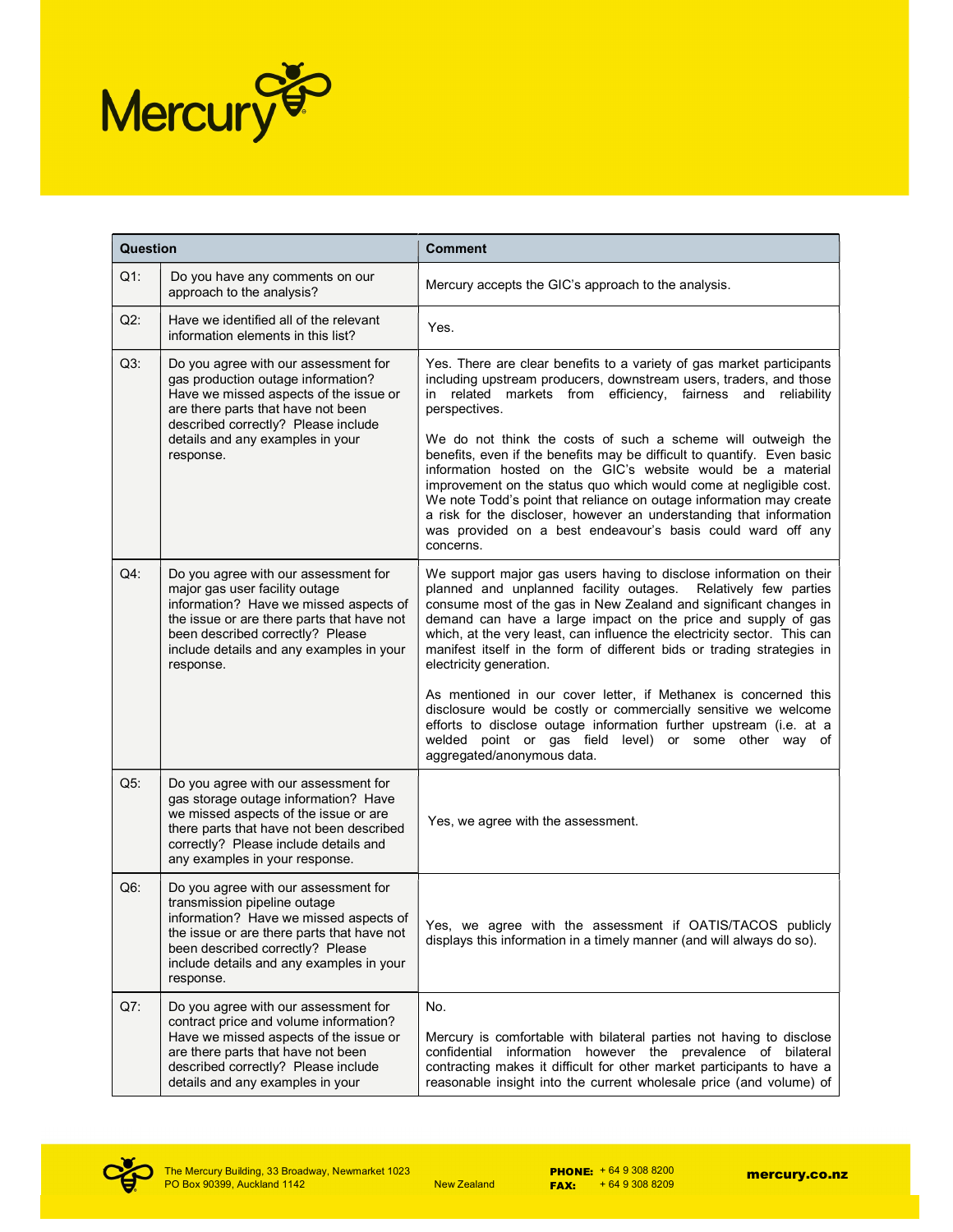| Question | | Comment |
|---|---|---|
| Q1: | Do you have any comments on our approach to the analysis? | Mercury accepts the GIC's approach to the analysis. |
| Q2: | Have we identified all of the relevant information elements in this list? | Yes. |
| Q3: | Do you agree with our assessment for gas production outage information? Have we missed aspects of the issue or are there parts that have not been described correctly? Please include details and any examples in your response. | Yes. There are clear benefits to a variety of gas market participants including upstream producers, downstream users, traders, and those in related markets from efficiency, fairness and reliability perspectives.<br><br>We do not think the costs of such a scheme will outweigh the benefits, even if the benefits may be difficult to quantify. Even basic information hosted on the GIC's website would be a material improvement on the status quo which would come at negligible cost. We note Todd's point that reliance on outage information may create a risk for the discloser, however an understanding that information was provided on a best endeavour's basis could ward off any concerns. |
| Q4: | Do you agree with our assessment for major gas user facility outage information? Have we missed aspects of the issue or are there parts that have not been described correctly? Please include details and any examples in your response. | We support major gas users having to disclose information on their planned and unplanned facility outages. Relatively few parties consume most of the gas in New Zealand and significant changes in demand can have a large impact on the price and supply of gas which, at the very least, can influence the electricity sector. This can manifest itself in the form of different bids or trading strategies in electricity generation.<br><br>As mentioned in our cover letter, if Methanex is concerned this disclosure would be costly or commercially sensitive we welcome efforts to disclose outage information further upstream (i.e. at a welded point or gas field level) or some other way of aggregated/anonymous data. |
| Q5: | Do you agree with our assessment for gas storage outage information? Have we missed aspects of the issue or are there parts that have not been described correctly? Please include details and any examples in your response. | Yes, we agree with the assessment. |
| Q6: | Do you agree with our assessment for transmission pipeline outage information? Have we missed aspects of the issue or are there parts that have not been described correctly? Please include details and any examples in your response. | Yes, we agree with the assessment if OATIS/TACOS publicly displays this information in a timely manner (and will always do so). |
| Q7: | Do you agree with our assessment for contract price and volume information? Have we missed aspects of the issue or are there parts that have not been described correctly? Please include details and any examples in your | No.<br><br>Mercury is comfortable with bilateral parties not having to disclose confidential information however the prevalence of bilateral contracting makes it difficult for other market participants to have a reasonable insight into the current wholesale price (and volume) of |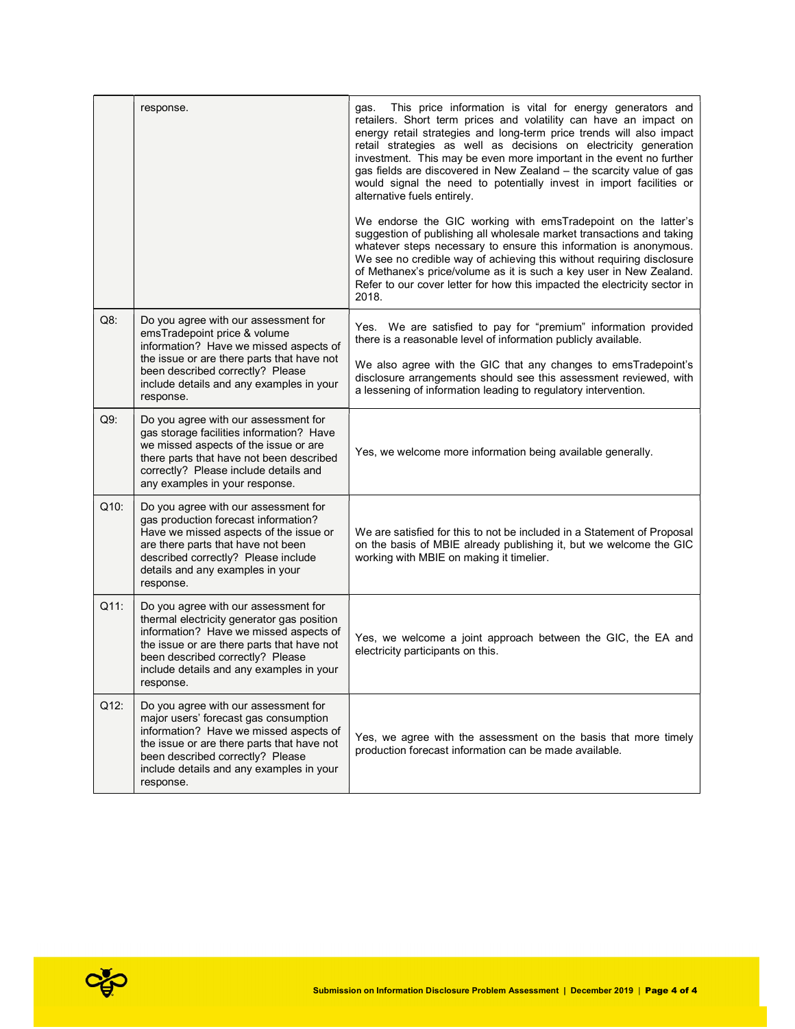| | | |
|---|---|---|
| | response. | gas. This price information is vital for energy generators and retailers. Short term prices and volatility can have an impact on energy retail strategies and long-term price trends will also impact retail strategies as well as decisions on electricity generation investment. This may be even more important in the event no further gas fields are discovered in New Zealand – the scarcity value of gas would signal the need to potentially invest in import facilities or alternative fuels entirely.<br><br>We endorse the GIC working with emsTradepoint on the latter's suggestion of publishing all wholesale market transactions and taking whatever steps necessary to ensure this information is anonymous. We see no credible way of achieving this without requiring disclosure of Methanex's price/volume as it is such a key user in New Zealand. Refer to our cover letter for how this impacted the electricity sector in 2018. |
| Q8: | Do you agree with our assessment for emsTradepoint price & volume information? Have we missed aspects of the issue or are there parts that have not been described correctly? Please include details and any examples in your response. | Yes. We are satisfied to pay for "premium" information provided there is a reasonable level of information publicly available.<br><br>We also agree with the GIC that any changes to emsTradepoint's disclosure arrangements should see this assessment reviewed, with a lessening of information leading to regulatory intervention. |
| Q9: | Do you agree with our assessment for gas storage facilities information? Have we missed aspects of the issue or are there parts that have not been described correctly? Please include details and any examples in your response. | Yes, we welcome more information being available generally. |
| Q10: | Do you agree with our assessment for gas production forecast information? Have we missed aspects of the issue or are there parts that have not been described correctly? Please include details and any examples in your response. | We are satisfied for this to not be included in a Statement of Proposal on the basis of MBIE already publishing it, but we welcome the GIC working with MBIE on making it timelier. |
| Q11: | Do you agree with our assessment for thermal electricity generator gas position information? Have we missed aspects of the issue or are there parts that have not been described correctly? Please include details and any examples in your response. | Yes, we welcome a joint approach between the GIC, the EA and electricity participants on this. |
| Q12: | Do you agree with our assessment for major users' forecast gas consumption information? Have we missed aspects of the issue or are there parts that have not been described correctly? Please include details and any examples in your response. | Yes, we agree with the assessment on the basis that more timely production forecast information can be made available. |